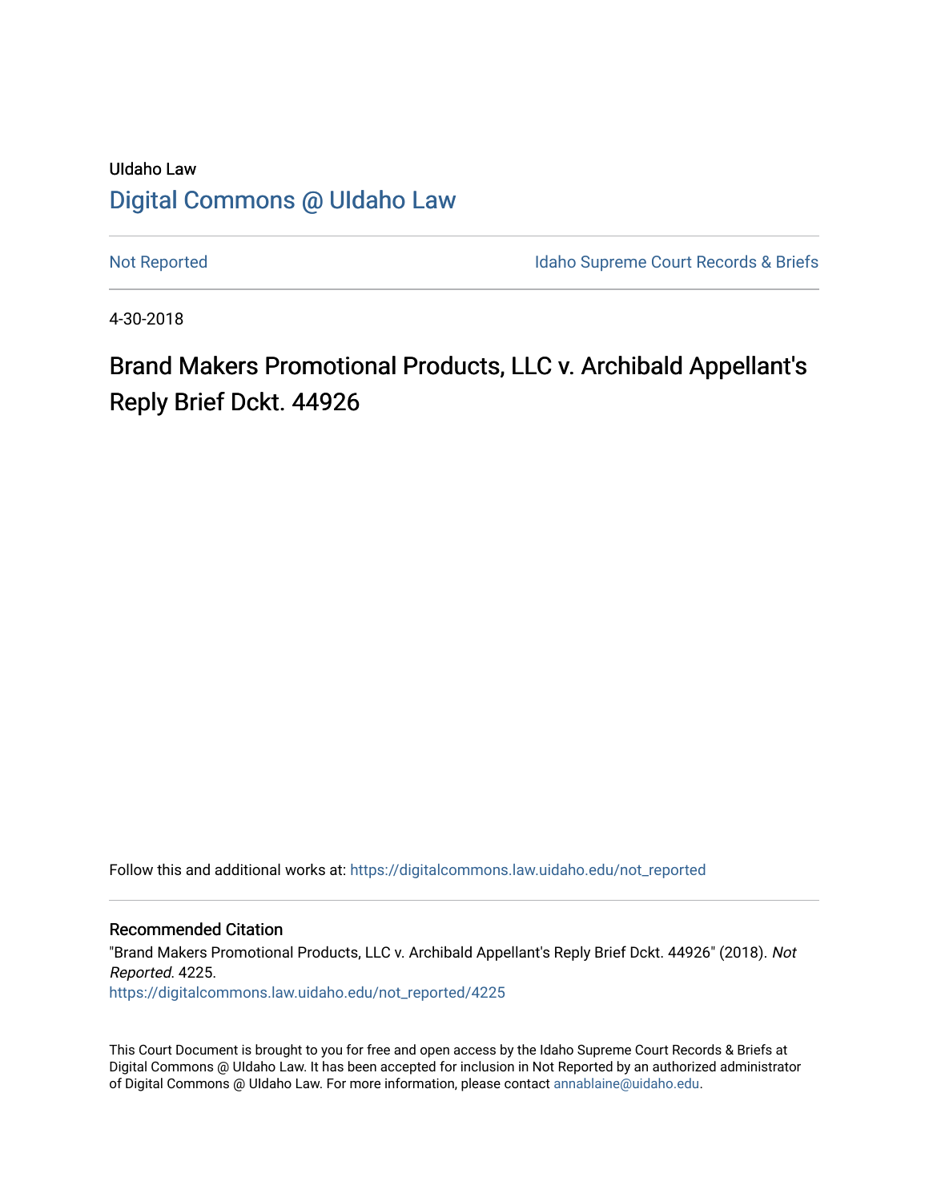UIdaho Law

# Digital Commons @ UIdaho Law

Not Reported

Idaho Supreme Court Records & Briefs

4-30-2018

# Brand Makers Promotional Products, LLC v. Archibald Appellant's Reply Brief Dckt. 44926

Follow this and additional works at: https://digitalcommons.law.uidaho.edu/not_reported

## Recommended Citation

"Brand Makers Promotional Products, LLC v. Archibald Appellant's Reply Brief Dckt. 44926" (2018). *Not Reported*. 4225.

https://digitalcommons.law.uidaho.edu/not_reported/4225

This Court Document is brought to you for free and open access by the Idaho Supreme Court Records & Briefs at Digital Commons @ UIdaho Law. It has been accepted for inclusion in Not Reported by an authorized administrator of Digital Commons @ UIdaho Law. For more information, please contact annablaine@uidaho.edu.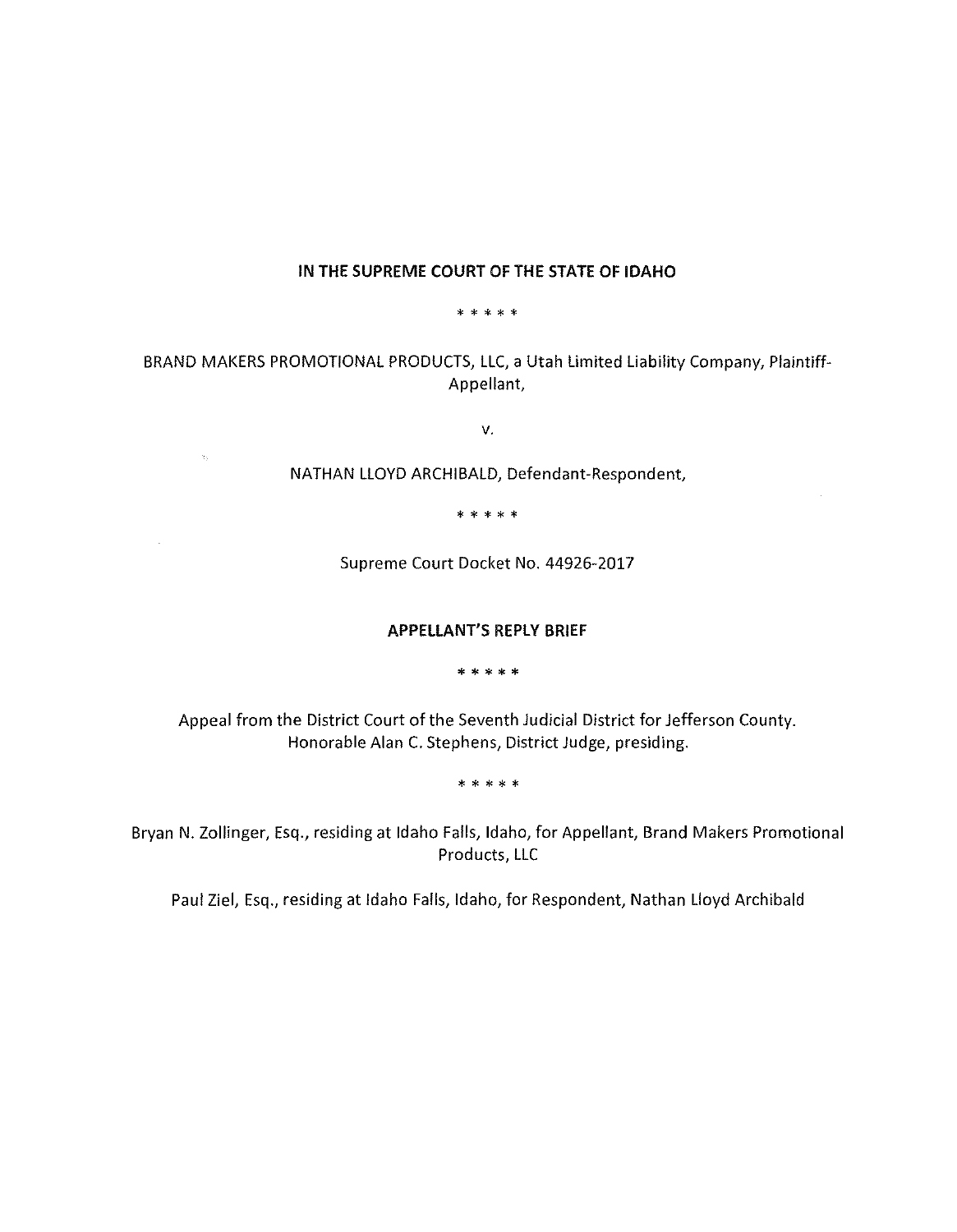**IN THE SUPREME COURT OF THE STATE OF IDAHO**

\* \* \* \* \*

BRAND MAKERS PROMOTIONAL PRODUCTS, LLC, a Utah Limited Liability Company, Plaintiff-Appellant,

v.

NATHAN LLOYD ARCHIBALD, Defendant-Respondent,

\* \* \* \* \*

Supreme Court Docket No. 44926-2017

**APPELLANT'S REPLY BRIEF**

\* \* \* \* \*

Appeal from the District Court of the Seventh Judicial District for Jefferson County. Honorable Alan C. Stephens, District Judge, presiding.

\* \* \* \* \*

Bryan N. Zollinger, Esq., residing at Idaho Falls, Idaho, for Appellant, Brand Makers Promotional Products, LLC

Paul Ziel, Esq., residing at Idaho Falls, Idaho, for Respondent, Nathan Lloyd Archibald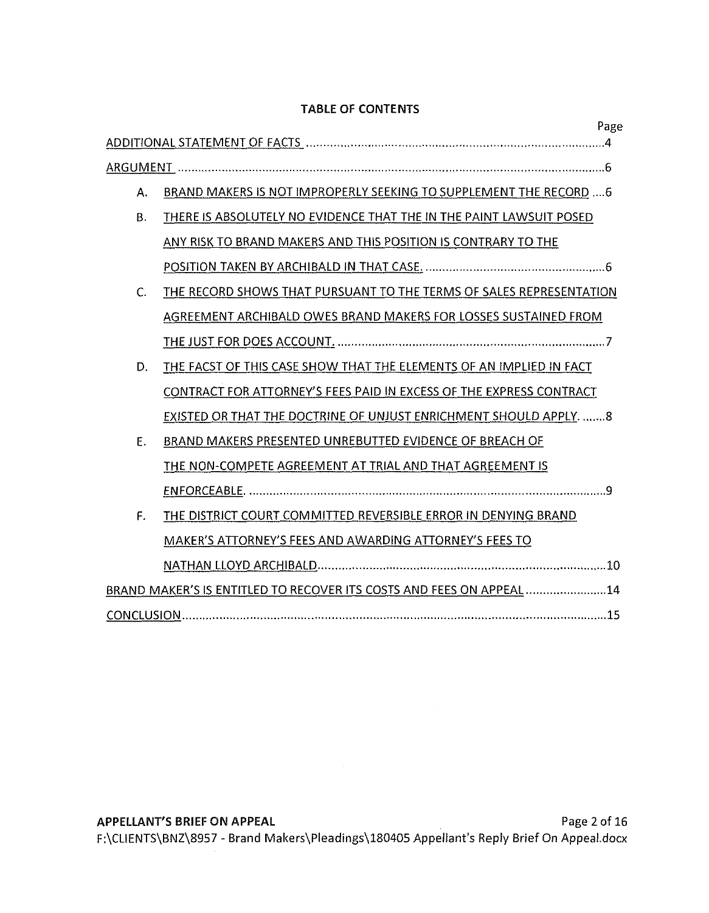# TABLE OF CONTENTS

Page

ADDITIONAL STATEMENT OF FACTS ........................................................................................4

ARGUMENT ..........................................................................................................................6

A. BRAND MAKERS IS NOT IMPROPERLY SEEKING TO SUPPLEMENT THE RECORD ....6

B. THERE IS ABSOLUTELY NO EVIDENCE THAT THE IN THE PAINT LAWSUIT POSED ANY RISK TO BRAND MAKERS AND THIS POSITION IS CONTRARY TO THE POSITION TAKEN BY ARCHIBALD IN THAT CASE. ....................................................6

C. THE RECORD SHOWS THAT PURSUANT TO THE TERMS OF SALES REPRESENTATION AGREEMENT ARCHIBALD OWES BRAND MAKERS FOR LOSSES SUSTAINED FROM THE JUST FOR DOES ACCOUNT. ..............................................................................7

D. THE FACST OF THIS CASE SHOW THAT THE ELEMENTS OF AN IMPLIED IN FACT CONTRACT FOR ATTORNEY'S FEES PAID IN EXCESS OF THE EXPRESS CONTRACT EXISTED OR THAT THE DOCTRINE OF UNJUST ENRICHMENT SHOULD APPLY. .......8

E. BRAND MAKERS PRESENTED UNREBUTTED EVIDENCE OF BREACH OF THE NON-COMPETE AGREEMENT AT TRIAL AND THAT AGREEMENT IS ENFORCEABLE. ..........................................................................................................9

F. THE DISTRICT COURT COMMITTED REVERSIBLE ERROR IN DENYING BRAND MAKER'S ATTORNEY'S FEES AND AWARDING ATTORNEY'S FEES TO NATHAN LLOYD ARCHIBALD..............................................................................10

BRAND MAKER'S IS ENTITLED TO RECOVER ITS COSTS AND FEES ON APPEAL ........................14

CONCLUSION.......................................................................................................................15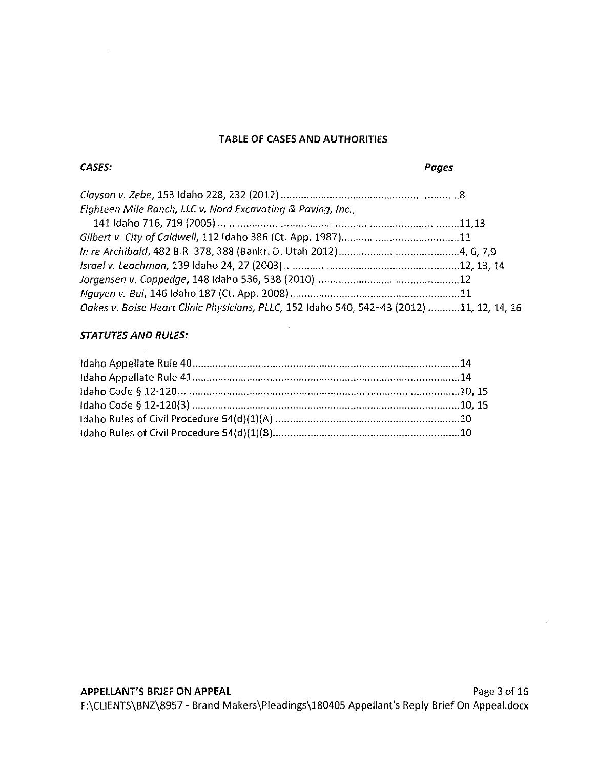## TABLE OF CASES AND AUTHORITIES

***CASES:*** ***Pages***

*Clayson v. Zebe*, 153 Idaho 228, 232 (2012) ..............................................................8

*Eighteen Mile Ranch, LLC v. Nord Excavating & Paving, Inc.*,
    141 Idaho 716, 719 (2005) ....................................................................................11,13

*Gilbert v. City of Caldwell*, 112 Idaho 386 (Ct. App. 1987)..........................................11

*In re Archibald*, 482 B.R. 378, 388 (Bankr. D. Utah 2012)..........................................4, 6, 7,9

*Israel v. Leachman*, 139 Idaho 24, 27 (2003) ..............................................................12, 13, 14

*Jorgensen v. Coppedge*, 148 Idaho 536, 538 (2010) ..................................................12

*Nguyen v. Bui*, 146 Idaho 187 (Ct. App. 2008)...........................................................11

*Oakes v. Boise Heart Clinic Physicians, PLLC*, 152 Idaho 540, 542–43 (2012) ...........11, 12, 14, 16

***STATUTES AND RULES:***

Idaho Appellate Rule 40..............................................................................................14

Idaho Appellate Rule 41..............................................................................................14

Idaho Code § 12-120..................................................................................................10, 15

Idaho Code § 12-120(3) .............................................................................................10, 15

Idaho Rules of Civil Procedure 54(d)(1)(A) ................................................................10

Idaho Rules of Civil Procedure 54(d)(1)(B).................................................................10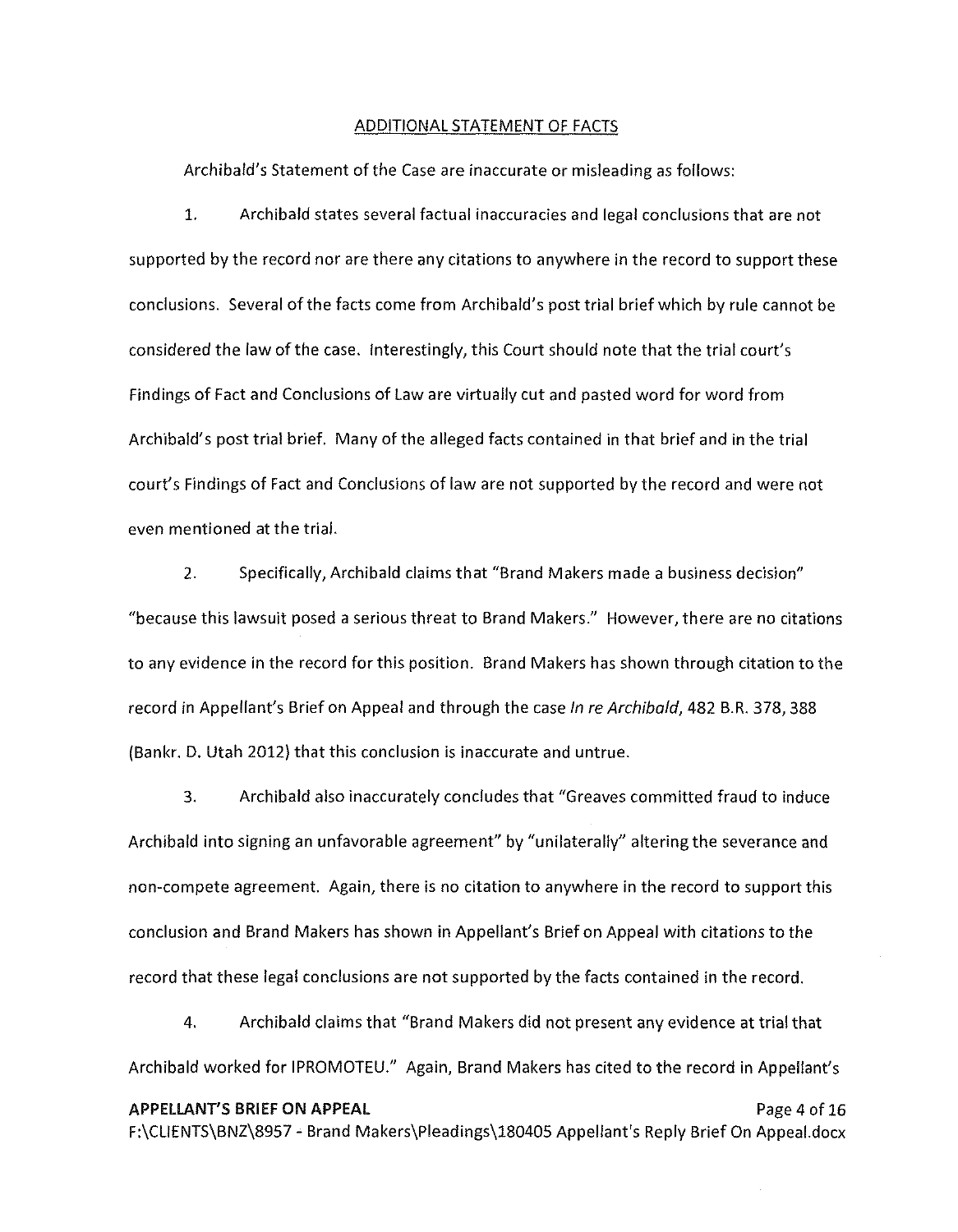## ADDITIONAL STATEMENT OF FACTS

Archibald's Statement of the Case are inaccurate or misleading as follows:

1. Archibald states several factual inaccuracies and legal conclusions that are not supported by the record nor are there any citations to anywhere in the record to support these conclusions. Several of the facts come from Archibald's post trial brief which by rule cannot be considered the law of the case. Interestingly, this Court should note that the trial court's Findings of Fact and Conclusions of Law are virtually cut and pasted word for word from Archibald's post trial brief. Many of the alleged facts contained in that brief and in the trial court's Findings of Fact and Conclusions of law are not supported by the record and were not even mentioned at the trial.

2. Specifically, Archibald claims that "Brand Makers made a business decision" "because this lawsuit posed a serious threat to Brand Makers." However, there are no citations to any evidence in the record for this position. Brand Makers has shown through citation to the record in Appellant's Brief on Appeal and through the case *In re Archibald*, 482 B.R. 378, 388 (Bankr. D. Utah 2012) that this conclusion is inaccurate and untrue.

3. Archibald also inaccurately concludes that "Greaves committed fraud to induce Archibald into signing an unfavorable agreement" by "unilaterally" altering the severance and non-compete agreement. Again, there is no citation to anywhere in the record to support this conclusion and Brand Makers has shown in Appellant's Brief on Appeal with citations to the record that these legal conclusions are not supported by the facts contained in the record.

4. Archibald claims that "Brand Makers did not present any evidence at trial that Archibald worked for IPROMOTEU." Again, Brand Makers has cited to the record in Appellant's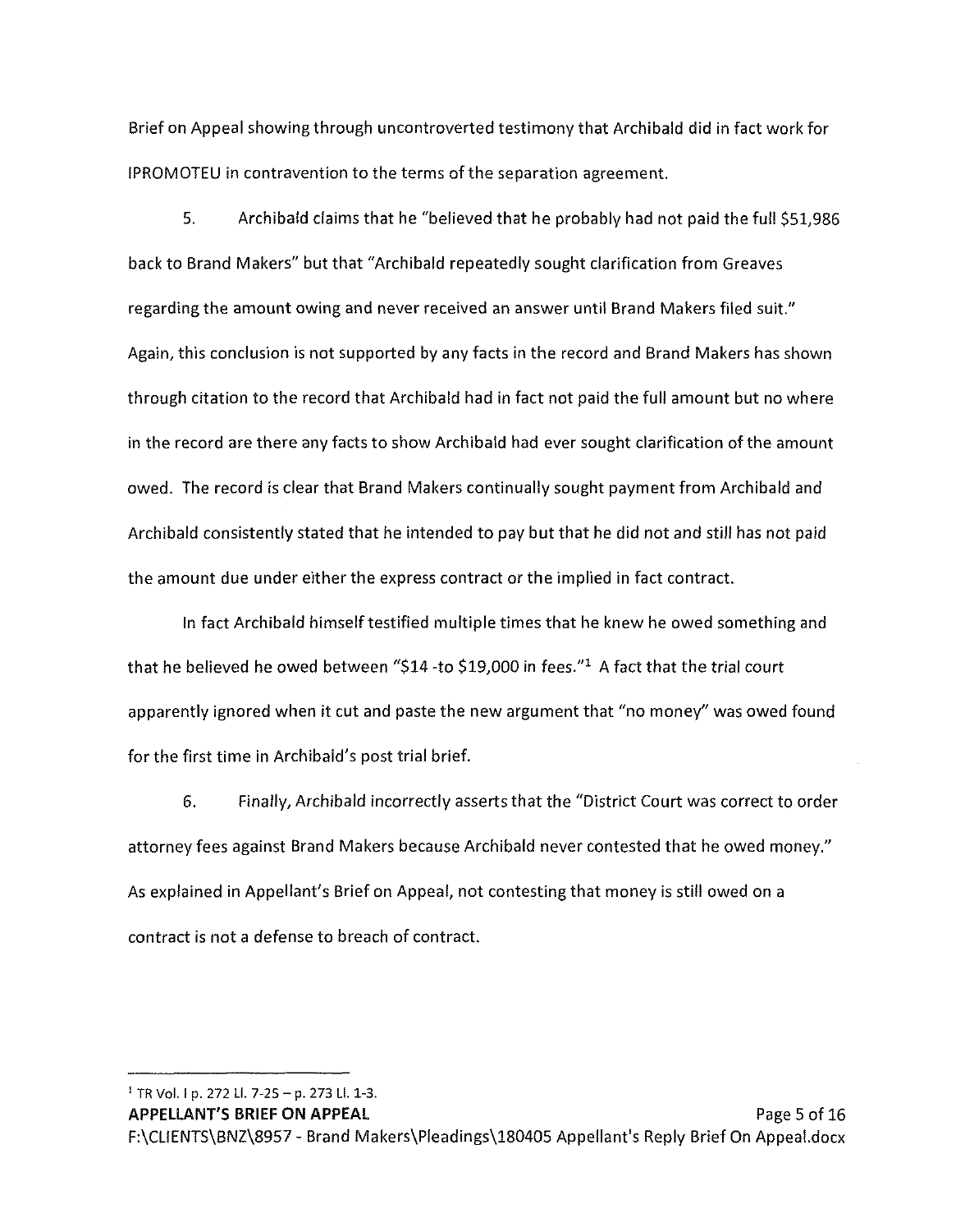Brief on Appeal showing through uncontroverted testimony that Archibald did in fact work for IPROMOTEU in contravention to the terms of the separation agreement.

5. Archibald claims that he "believed that he probably had not paid the full $51,986 back to Brand Makers" but that "Archibald repeatedly sought clarification from Greaves regarding the amount owing and never received an answer until Brand Makers filed suit." Again, this conclusion is not supported by any facts in the record and Brand Makers has shown through citation to the record that Archibald had in fact not paid the full amount but no where in the record are there any facts to show Archibald had ever sought clarification of the amount owed. The record is clear that Brand Makers continually sought payment from Archibald and Archibald consistently stated that he intended to pay but that he did not and still has not paid the amount due under either the express contract or the implied in fact contract.

In fact Archibald himself testified multiple times that he knew he owed something and that he believed he owed between "$14 -to $19,000 in fees."[1] A fact that the trial court apparently ignored when it cut and paste the new argument that "no money" was owed found for the first time in Archibald's post trial brief.

6. Finally, Archibald incorrectly asserts that the "District Court was correct to order attorney fees against Brand Makers because Archibald never contested that he owed money." As explained in Appellant's Brief on Appeal, not contesting that money is still owed on a contract is not a defense to breach of contract.

---

[1] TR Vol. I p. 272 Ll. 7-25 – p. 273 Ll. 1-3.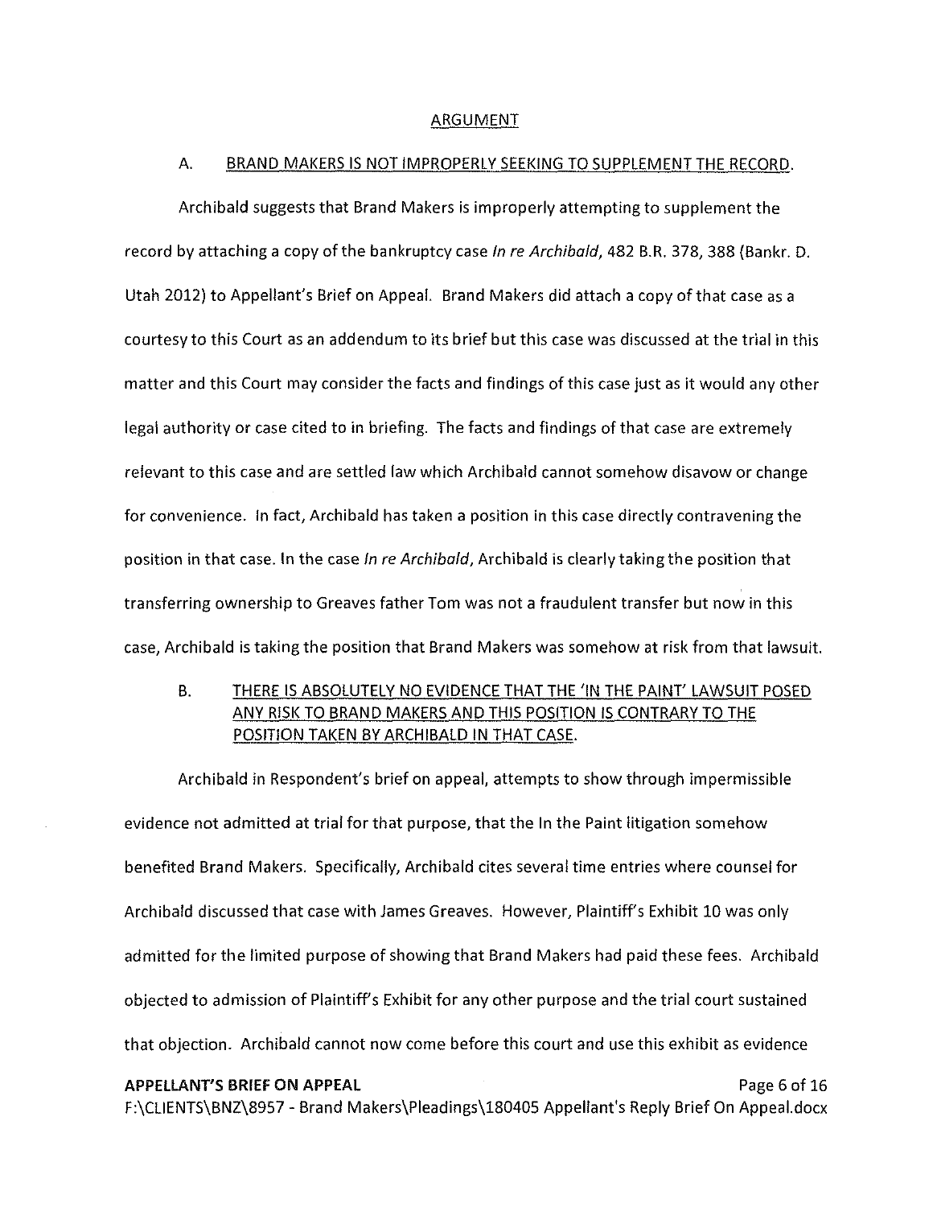## ARGUMENT

### A. BRAND MAKERS IS NOT IMPROPERLY SEEKING TO SUPPLEMENT THE RECORD.

Archibald suggests that Brand Makers is improperly attempting to supplement the record by attaching a copy of the bankruptcy case *In re Archibald*, 482 B.R. 378, 388 (Bankr. D. Utah 2012) to Appellant's Brief on Appeal. Brand Makers did attach a copy of that case as a courtesy to this Court as an addendum to its brief but this case was discussed at the trial in this matter and this Court may consider the facts and findings of this case just as it would any other legal authority or case cited to in briefing. The facts and findings of that case are extremely relevant to this case and are settled law which Archibald cannot somehow disavow or change for convenience. In fact, Archibald has taken a position in this case directly contravening the position in that case. In the case *In re Archibald*, Archibald is clearly taking the position that transferring ownership to Greaves father Tom was not a fraudulent transfer but now in this case, Archibald is taking the position that Brand Makers was somehow at risk from that lawsuit.

### B. THERE IS ABSOLUTELY NO EVIDENCE THAT THE 'IN THE PAINT' LAWSUIT POSED ANY RISK TO BRAND MAKERS AND THIS POSITION IS CONTRARY TO THE POSITION TAKEN BY ARCHIBALD IN THAT CASE.

Archibald in Respondent's brief on appeal, attempts to show through impermissible evidence not admitted at trial for that purpose, that the In the Paint litigation somehow benefited Brand Makers. Specifically, Archibald cites several time entries where counsel for Archibald discussed that case with James Greaves. However, Plaintiff's Exhibit 10 was only admitted for the limited purpose of showing that Brand Makers had paid these fees. Archibald objected to admission of Plaintiff's Exhibit for any other purpose and the trial court sustained that objection. Archibald cannot now come before this court and use this exhibit as evidence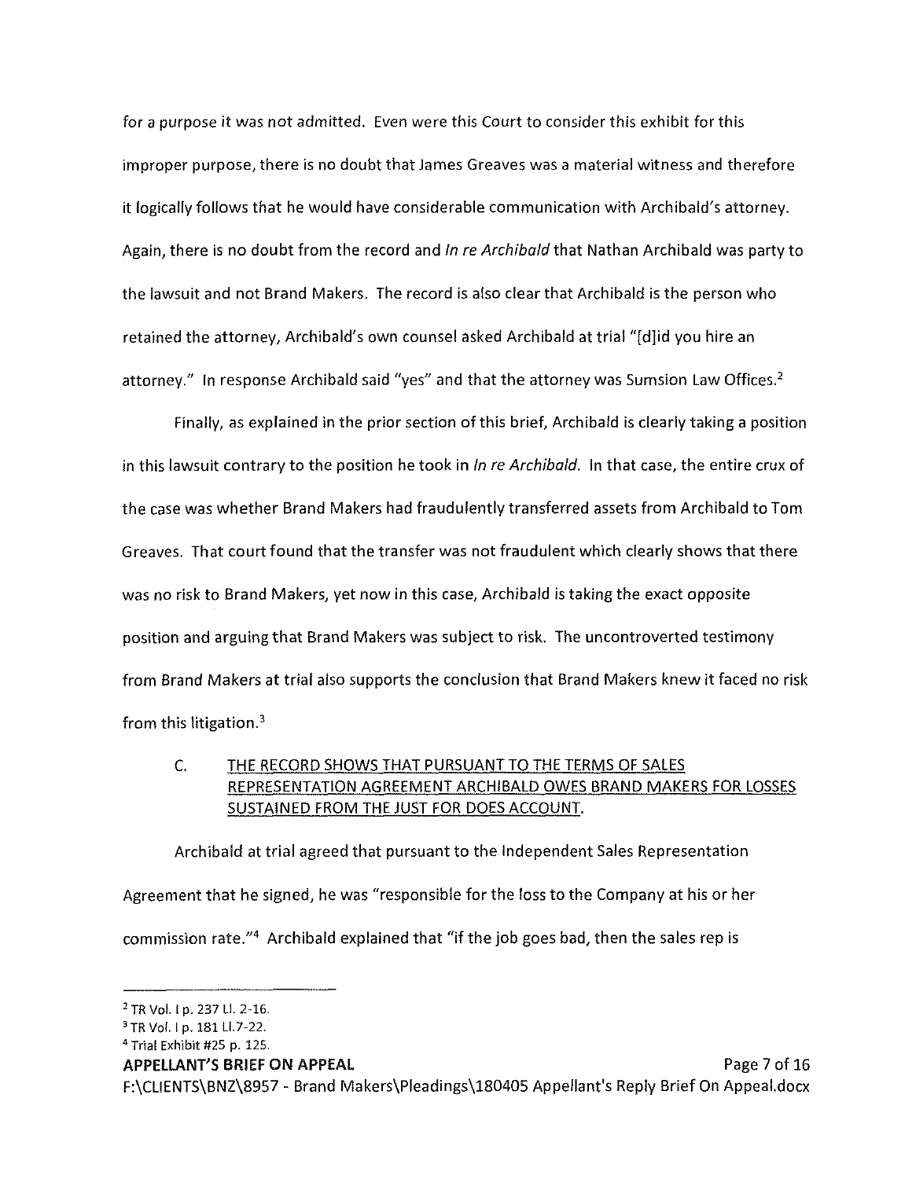for a purpose it was not admitted. Even were this Court to consider this exhibit for this improper purpose, there is no doubt that James Greaves was a material witness and therefore it logically follows that he would have considerable communication with Archibald's attorney. Again, there is no doubt from the record and *In re Archibald* that Nathan Archibald was party to the lawsuit and not Brand Makers. The record is also clear that Archibald is the person who retained the attorney, Archibald's own counsel asked Archibald at trial "[d]id you hire an attorney." In response Archibald said "yes" and that the attorney was Sumsion Law Offices.[2]

Finally, as explained in the prior section of this brief, Archibald is clearly taking a position in this lawsuit contrary to the position he took in *In re Archibald.* In that case, the entire crux of the case was whether Brand Makers had fraudulently transferred assets from Archibald to Tom Greaves. That court found that the transfer was not fraudulent which clearly shows that there was no risk to Brand Makers, yet now in this case, Archibald is taking the exact opposite position and arguing that Brand Makers was subject to risk. The uncontroverted testimony from Brand Makers at trial also supports the conclusion that Brand Makers knew it faced no risk from this litigation.[3]

### C. <u>THE RECORD SHOWS THAT PURSUANT TO THE TERMS OF SALES REPRESENTATION AGREEMENT ARCHIBALD OWES BRAND MAKERS FOR LOSSES SUSTAINED FROM THE JUST FOR DOES ACCOUNT.</u>

Archibald at trial agreed that pursuant to the Independent Sales Representation Agreement that he signed, he was "responsible for the loss to the Company at his or her commission rate."[4] Archibald explained that "if the job goes bad, then the sales rep is

---

[2] TR Vol. I p. 237 Ll. 2-16.

[3] TR Vol. I p. 181 Ll.7-22.

[4] Trial Exhibit #25 p. 125.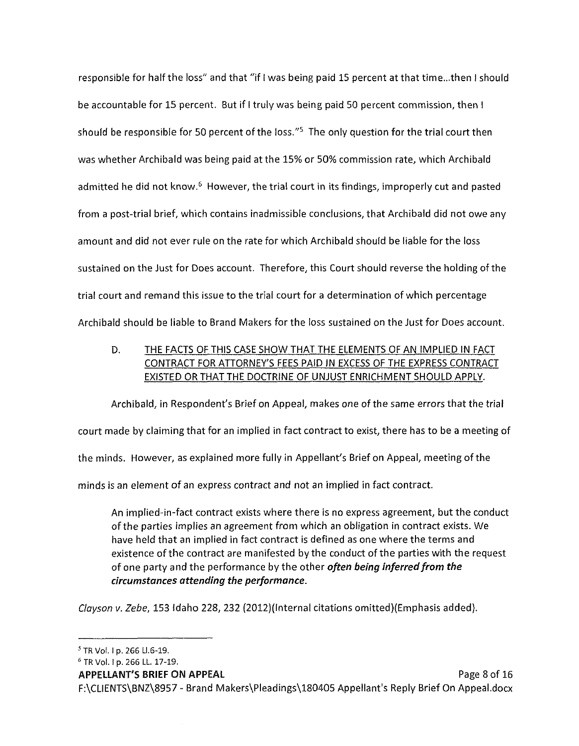responsible for half the loss" and that "if I was being paid 15 percent at that time...then I should be accountable for 15 percent. But if I truly was being paid 50 percent commission, then I should be responsible for 50 percent of the loss."[5] The only question for the trial court then was whether Archibald was being paid at the 15% or 50% commission rate, which Archibald admitted he did not know.[6] However, the trial court in its findings, improperly cut and pasted from a post-trial brief, which contains inadmissible conclusions, that Archibald did not owe any amount and did not ever rule on the rate for which Archibald should be liable for the loss sustained on the Just for Does account. Therefore, this Court should reverse the holding of the trial court and remand this issue to the trial court for a determination of which percentage Archibald should be liable to Brand Makers for the loss sustained on the Just for Does account.

D. THE FACTS OF THIS CASE SHOW THAT THE ELEMENTS OF AN IMPLIED IN FACT CONTRACT FOR ATTORNEY'S FEES PAID IN EXCESS OF THE EXPRESS CONTRACT EXISTED OR THAT THE DOCTRINE OF UNJUST ENRICHMENT SHOULD APPLY.

Archibald, in Respondent's Brief on Appeal, makes one of the same errors that the trial court made by claiming that for an implied in fact contract to exist, there has to be a meeting of the minds. However, as explained more fully in Appellant's Brief on Appeal, meeting of the minds is an element of an express contract and not an implied in fact contract.

> An implied-in-fact contract exists where there is no express agreement, but the conduct of the parties implies an agreement from which an obligation in contract exists. We have held that an implied in fact contract is defined as one where the terms and existence of the contract are manifested by the conduct of the parties with the request of one party and the performance by the other ***often being inferred from the circumstances attending the performance.***

*Clayson v. Zebe*, 153 Idaho 228, 232 (2012)(Internal citations omitted)(Emphasis added).

---

[5] TR Vol. I p. 266 Ll.6-19.

[6] TR Vol. I p. 266 LL. 17-19.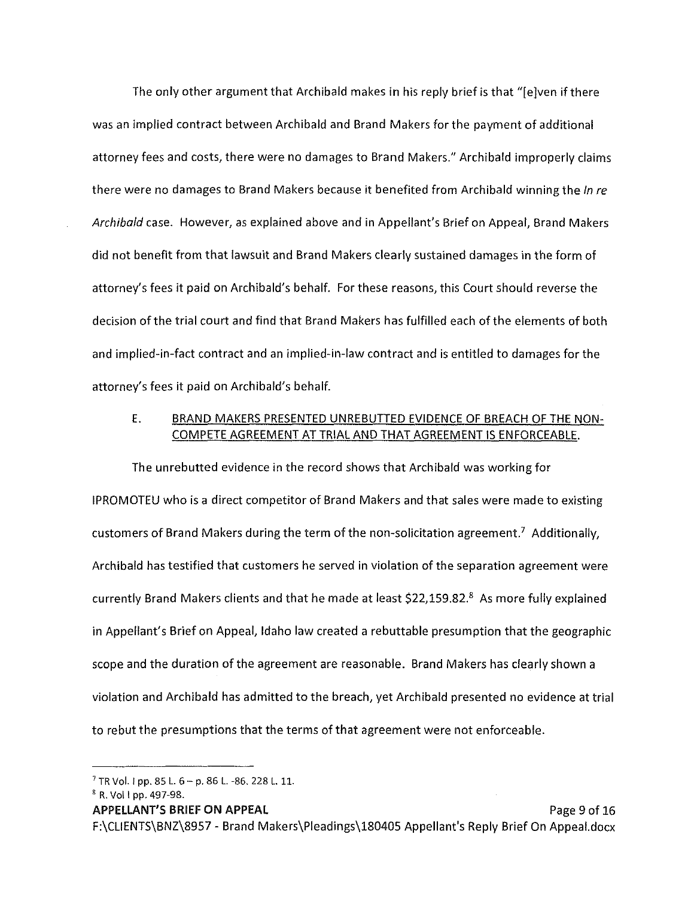The only other argument that Archibald makes in his reply brief is that "[e]ven if there was an implied contract between Archibald and Brand Makers for the payment of additional attorney fees and costs, there were no damages to Brand Makers." Archibald improperly claims there were no damages to Brand Makers because it benefited from Archibald winning the *In re Archibald* case. However, as explained above and in Appellant's Brief on Appeal, Brand Makers did not benefit from that lawsuit and Brand Makers clearly sustained damages in the form of attorney's fees it paid on Archibald's behalf. For these reasons, this Court should reverse the decision of the trial court and find that Brand Makers has fulfilled each of the elements of both and implied-in-fact contract and an implied-in-law contract and is entitled to damages for the attorney's fees it paid on Archibald's behalf.

### E. <u>BRAND MAKERS PRESENTED UNREBUTTED EVIDENCE OF BREACH OF THE NON-COMPETE AGREEMENT AT TRIAL AND THAT AGREEMENT IS ENFORCEABLE.</u>

The unrebutted evidence in the record shows that Archibald was working for IPROMOTEU who is a direct competitor of Brand Makers and that sales were made to existing customers of Brand Makers during the term of the non-solicitation agreement.[7] Additionally, Archibald has testified that customers he served in violation of the separation agreement were currently Brand Makers clients and that he made at least $22,159.82.[8] As more fully explained in Appellant's Brief on Appeal, Idaho law created a rebuttable presumption that the geographic scope and the duration of the agreement are reasonable. Brand Makers has clearly shown a violation and Archibald has admitted to the breach, yet Archibald presented no evidence at trial to rebut the presumptions that the terms of that agreement were not enforceable.

---

[7] TR Vol. I pp. 85 L. 6 – p. 86 L. -86. 228 L. 11.

[8] R. Vol I pp. 497-98.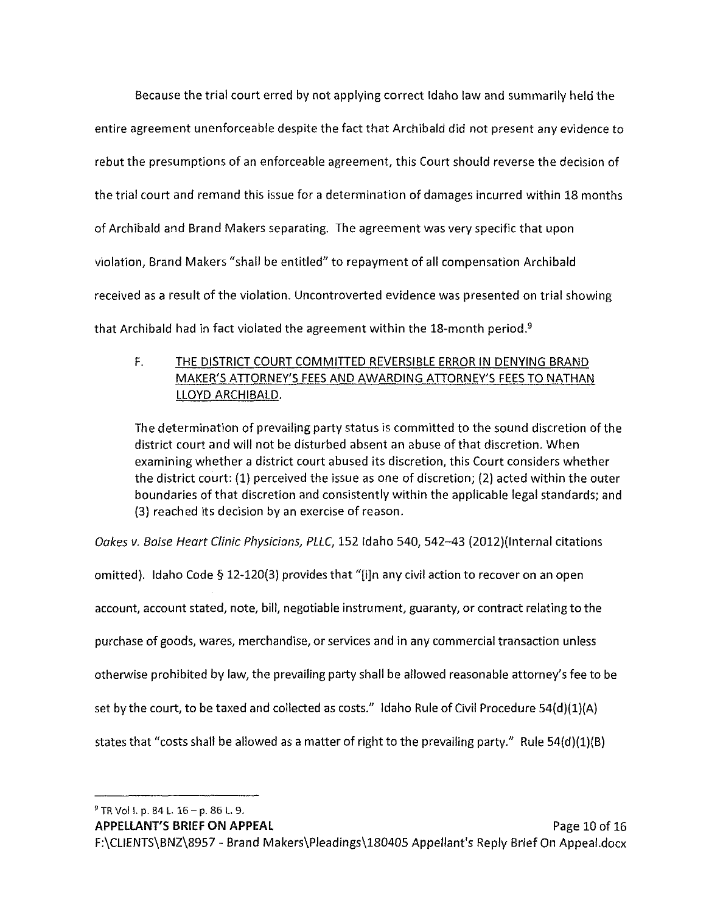Because the trial court erred by not applying correct Idaho law and summarily held the entire agreement unenforceable despite the fact that Archibald did not present any evidence to rebut the presumptions of an enforceable agreement, this Court should reverse the decision of the trial court and remand this issue for a determination of damages incurred within 18 months of Archibald and Brand Makers separating. The agreement was very specific that upon violation, Brand Makers "shall be entitled" to repayment of all compensation Archibald received as a result of the violation. Uncontroverted evidence was presented on trial showing that Archibald had in fact violated the agreement within the 18-month period.[9]

F. <u>THE DISTRICT COURT COMMITTED REVERSIBLE ERROR IN DENYING BRAND MAKER'S ATTORNEY'S FEES AND AWARDING ATTORNEY'S FEES TO NATHAN LLOYD ARCHIBALD.</u>

> The determination of prevailing party status is committed to the sound discretion of the district court and will not be disturbed absent an abuse of that discretion. When examining whether a district court abused its discretion, this Court considers whether the district court: (1) perceived the issue as one of discretion; (2) acted within the outer boundaries of that discretion and consistently within the applicable legal standards; and (3) reached its decision by an exercise of reason.

*Oakes v. Boise Heart Clinic Physicians, PLLC*, 152 Idaho 540, 542–43 (2012)(Internal citations omitted). Idaho Code § 12-120(3) provides that "[i]n any civil action to recover on an open account, account stated, note, bill, negotiable instrument, guaranty, or contract relating to the purchase of goods, wares, merchandise, or services and in any commercial transaction unless otherwise prohibited by law, the prevailing party shall be allowed reasonable attorney's fee to be set by the court, to be taxed and collected as costs." Idaho Rule of Civil Procedure 54(d)(1)(A) states that "costs shall be allowed as a matter of right to the prevailing party." Rule 54(d)(1)(B)

---

[9] TR Vol I. p. 84 L. 16 – p. 86 L. 9.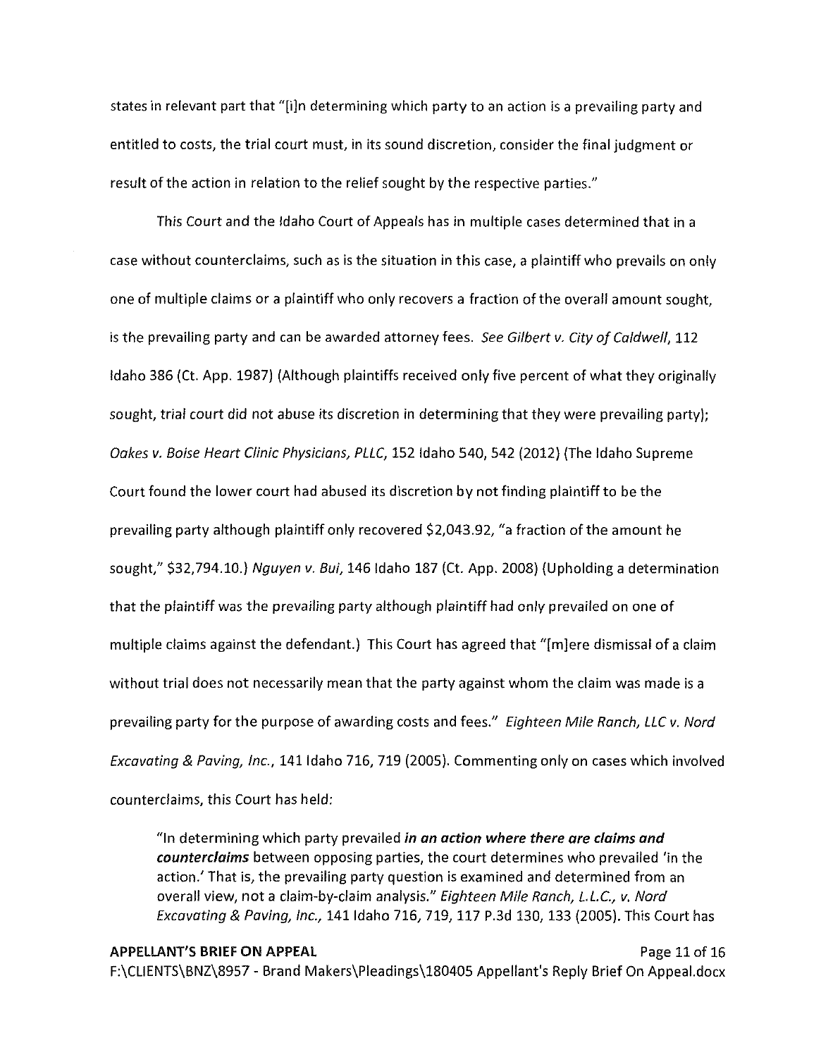states in relevant part that "[i]n determining which party to an action is a prevailing party and entitled to costs, the trial court must, in its sound discretion, consider the final judgment or result of the action in relation to the relief sought by the respective parties."

This Court and the Idaho Court of Appeals has in multiple cases determined that in a case without counterclaims, such as is the situation in this case, a plaintiff who prevails on only one of multiple claims or a plaintiff who only recovers a fraction of the overall amount sought, is the prevailing party and can be awarded attorney fees. *See Gilbert v. City of Caldwell*, 112 Idaho 386 (Ct. App. 1987) (Although plaintiffs received only five percent of what they originally sought, trial court did not abuse its discretion in determining that they were prevailing party); *Oakes v. Boise Heart Clinic Physicians, PLLC*, 152 Idaho 540, 542 (2012) (The Idaho Supreme Court found the lower court had abused its discretion by not finding plaintiff to be the prevailing party although plaintiff only recovered $2,043.92, "a fraction of the amount he sought," $32,794.10.) *Nguyen v. Bui*, 146 Idaho 187 (Ct. App. 2008) (Upholding a determination that the plaintiff was the prevailing party although plaintiff had only prevailed on one of multiple claims against the defendant.) This Court has agreed that "[m]ere dismissal of a claim without trial does not necessarily mean that the party against whom the claim was made is a prevailing party for the purpose of awarding costs and fees." *Eighteen Mile Ranch, LLC v. Nord Excavating & Paving, Inc.*, 141 Idaho 716, 719 (2005). Commenting only on cases which involved counterclaims, this Court has held:

> "In determining which party prevailed ***in an action where there are claims and counterclaims*** between opposing parties, the court determines who prevailed 'in the action.' That is, the prevailing party question is examined and determined from an overall view, not a claim-by-claim analysis." *Eighteen Mile Ranch, L.L.C., v. Nord Excavating & Paving, Inc.*, 141 Idaho 716, 719, 117 P.3d 130, 133 (2005). This Court has

**APPELLANT'S BRIEF ON APPEAL**

F:\CLIENTS\BNZ\8957 - Brand Makers\Pleadings\180405 Appellant's Reply Brief On Appeal.docx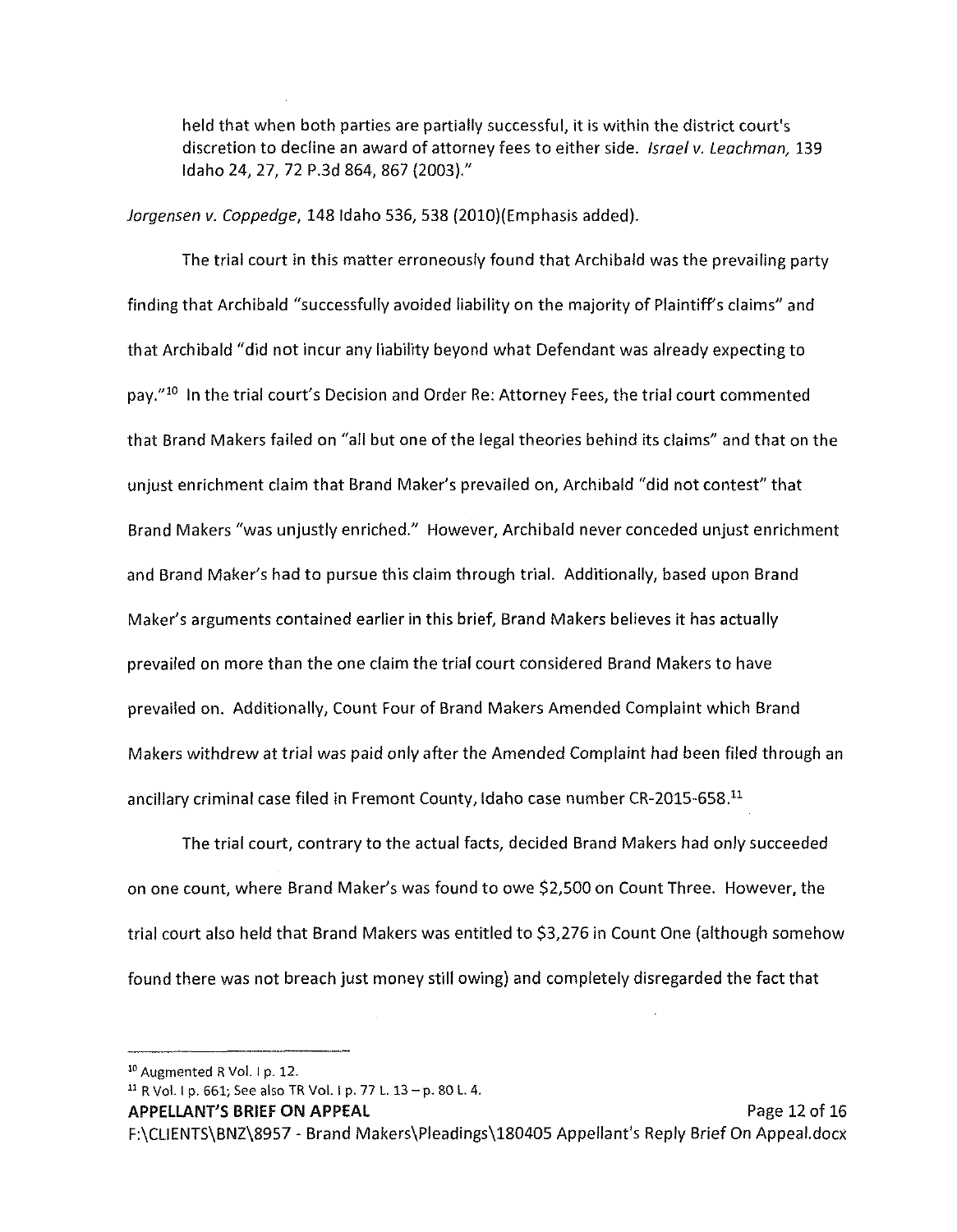> held that when both parties are partially successful, it is within the district court's discretion to decline an award of attorney fees to either side. *Israel v. Leachman,* 139 Idaho 24, 27, 72 P.3d 864, 867 (2003)."

*Jorgensen v. Coppedge*, 148 Idaho 536, 538 (2010)(Emphasis added).

The trial court in this matter erroneously found that Archibald was the prevailing party finding that Archibald "successfully avoided liability on the majority of Plaintiff's claims" and that Archibald "did not incur any liability beyond what Defendant was already expecting to pay."[10] In the trial court's Decision and Order Re: Attorney Fees, the trial court commented that Brand Makers failed on "all but one of the legal theories behind its claims" and that on the unjust enrichment claim that Brand Maker's prevailed on, Archibald "did not contest" that Brand Makers "was unjustly enriched." However, Archibald never conceded unjust enrichment and Brand Maker's had to pursue this claim through trial. Additionally, based upon Brand Maker's arguments contained earlier in this brief, Brand Makers believes it has actually prevailed on more than the one claim the trial court considered Brand Makers to have prevailed on. Additionally, Count Four of Brand Makers Amended Complaint which Brand Makers withdrew at trial was paid only after the Amended Complaint had been filed through an ancillary criminal case filed in Fremont County, Idaho case number CR-2015-658.[11]

The trial court, contrary to the actual facts, decided Brand Makers had only succeeded on one count, where Brand Maker's was found to owe $2,500 on Count Three. However, the trial court also held that Brand Makers was entitled to $3,276 in Count One (although somehow found there was not breach just money still owing) and completely disregarded the fact that

---

[10] Augmented R Vol. I p. 12.

[11] R Vol. I p. 661; See also TR Vol. I p. 77 L. 13 – p. 80 L. 4.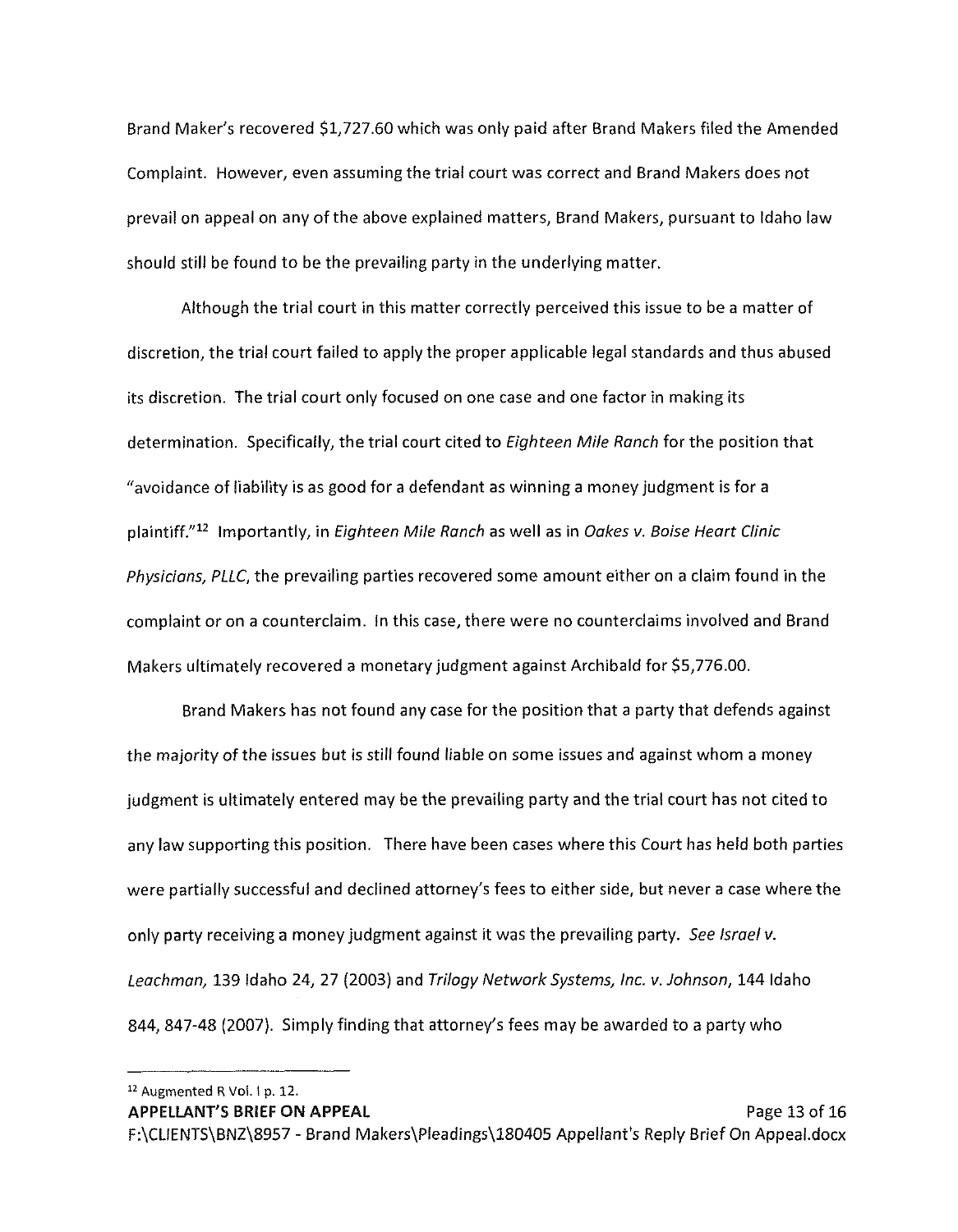Brand Maker's recovered $1,727.60 which was only paid after Brand Makers filed the Amended Complaint. However, even assuming the trial court was correct and Brand Makers does not prevail on appeal on any of the above explained matters, Brand Makers, pursuant to Idaho law should still be found to be the prevailing party in the underlying matter.

Although the trial court in this matter correctly perceived this issue to be a matter of discretion, the trial court failed to apply the proper applicable legal standards and thus abused its discretion. The trial court only focused on one case and one factor in making its determination. Specifically, the trial court cited to *Eighteen Mile Ranch* for the position that "avoidance of liability is as good for a defendant as winning a money judgment is for a plaintiff."[12] Importantly, in *Eighteen Mile Ranch* as well as in *Oakes v. Boise Heart Clinic Physicians, PLLC*, the prevailing parties recovered some amount either on a claim found in the complaint or on a counterclaim. In this case, there were no counterclaims involved and Brand Makers ultimately recovered a monetary judgment against Archibald for $5,776.00.

Brand Makers has not found any case for the position that a party that defends against the majority of the issues but is still found liable on some issues and against whom a money judgment is ultimately entered may be the prevailing party and the trial court has not cited to any law supporting this position. There have been cases where this Court has held both parties were partially successful and declined attorney's fees to either side, but never a case where the only party receiving a money judgment against it was the prevailing party. *See Israel v. Leachman*, 139 Idaho 24, 27 (2003) and *Trilogy Network Systems, Inc. v. Johnson*, 144 Idaho 844, 847-48 (2007). Simply finding that attorney's fees may be awarded to a party who

---

[12] Augmented R Vol. I p. 12.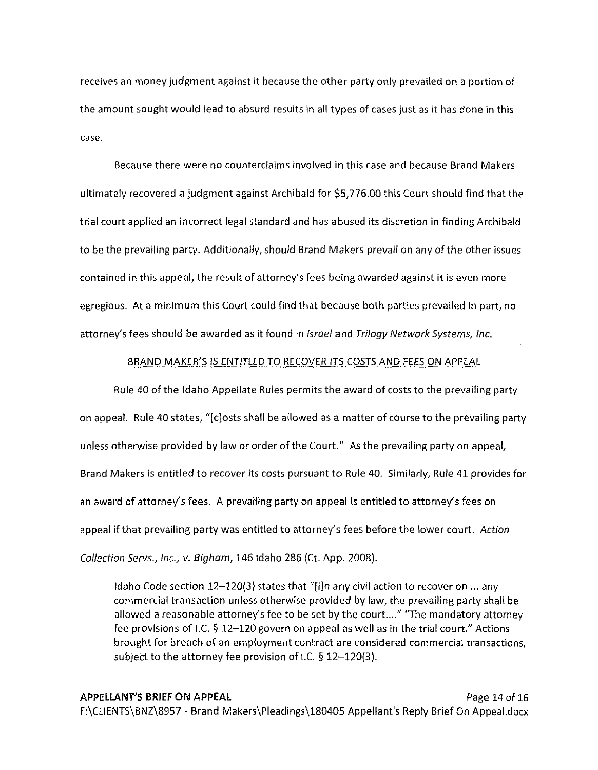receives an money judgment against it because the other party only prevailed on a portion of the amount sought would lead to absurd results in all types of cases just as it has done in this case.

Because there were no counterclaims involved in this case and because Brand Makers ultimately recovered a judgment against Archibald for $5,776.00 this Court should find that the trial court applied an incorrect legal standard and has abused its discretion in finding Archibald to be the prevailing party. Additionally, should Brand Makers prevail on any of the other issues contained in this appeal, the result of attorney's fees being awarded against it is even more egregious. At a minimum this Court could find that because both parties prevailed in part, no attorney's fees should be awarded as it found in *Israel* and *Trilogy Network Systems, Inc.*

BRAND MAKER'S IS ENTITLED TO RECOVER ITS COSTS AND FEES ON APPEAL

Rule 40 of the Idaho Appellate Rules permits the award of costs to the prevailing party on appeal. Rule 40 states, "[c]osts shall be allowed as a matter of course to the prevailing party unless otherwise provided by law or order of the Court." As the prevailing party on appeal, Brand Makers is entitled to recover its costs pursuant to Rule 40. Similarly, Rule 41 provides for an award of attorney's fees. A prevailing party on appeal is entitled to attorney's fees on appeal if that prevailing party was entitled to attorney's fees before the lower court. *Action Collection Servs., Inc., v. Bigham*, 146 Idaho 286 (Ct. App. 2008).

> Idaho Code section 12–120(3) states that "[i]n any civil action to recover on ... any commercial transaction unless otherwise provided by law, the prevailing party shall be allowed a reasonable attorney's fee to be set by the court...." "The mandatory attorney fee provisions of I.C. § 12–120 govern on appeal as well as in the trial court." Actions brought for breach of an employment contract are considered commercial transactions, subject to the attorney fee provision of I.C. § 12–120(3).

**APPELLANT'S BRIEF ON APPEAL**

F:\CLIENTS\BNZ\8957 - Brand Makers\Pleadings\180405 Appellant's Reply Brief On Appeal.docx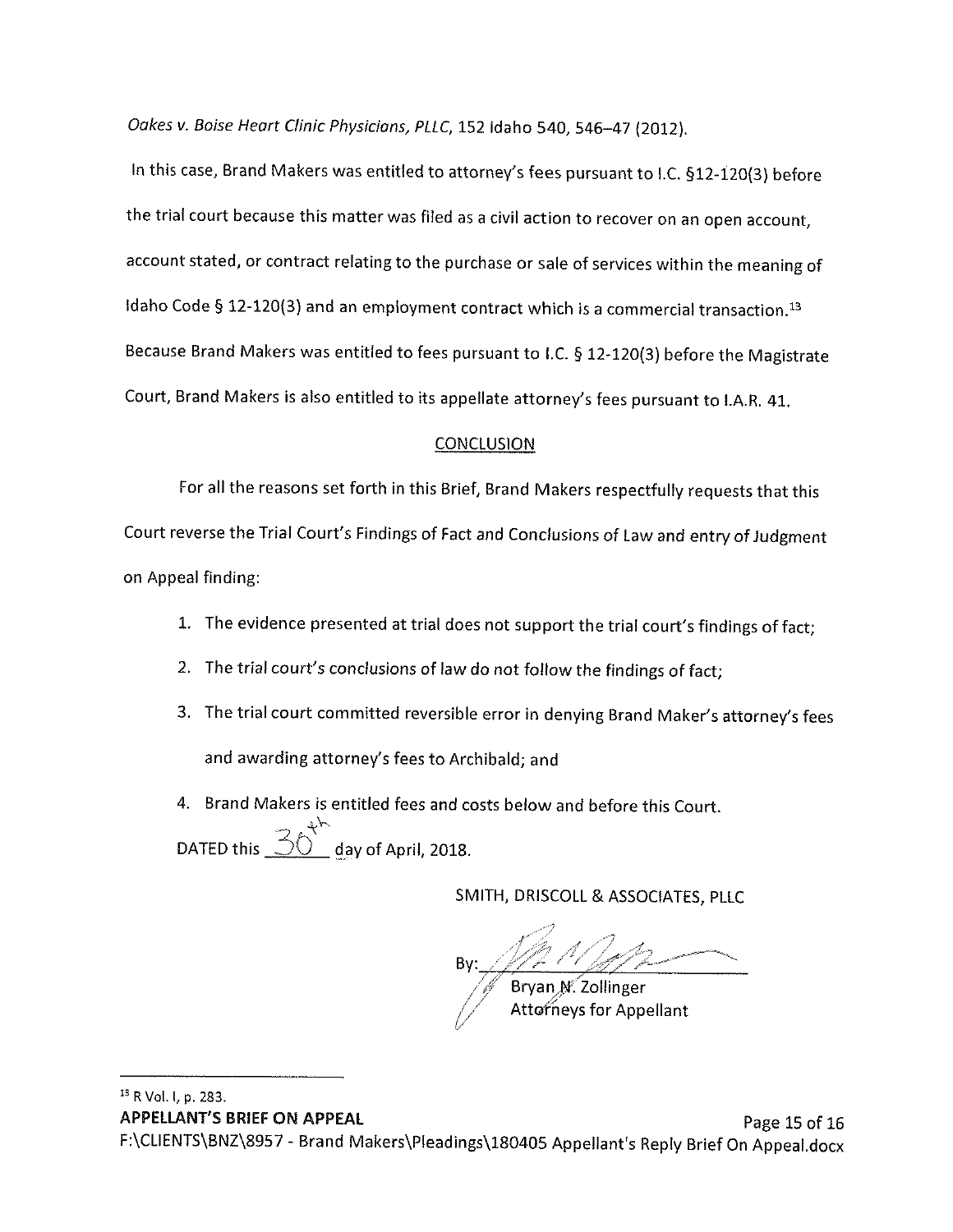*Oakes v. Boise Heart Clinic Physicians, PLLC*, 152 Idaho 540, 546–47 (2012).

In this case, Brand Makers was entitled to attorney's fees pursuant to I.C. §12-120(3) before the trial court because this matter was filed as a civil action to recover on an open account, account stated, or contract relating to the purchase or sale of services within the meaning of Idaho Code § 12-120(3) and an employment contract which is a commercial transaction.[13] Because Brand Makers was entitled to fees pursuant to I.C. § 12-120(3) before the Magistrate Court, Brand Makers is also entitled to its appellate attorney's fees pursuant to I.A.R. 41.

## CONCLUSION

For all the reasons set forth in this Brief, Brand Makers respectfully requests that this Court reverse the Trial Court's Findings of Fact and Conclusions of Law and entry of Judgment on Appeal finding:

1. The evidence presented at trial does not support the trial court's findings of fact;
2. The trial court's conclusions of law do not follow the findings of fact;
3. The trial court committed reversible error in denying Brand Maker's attorney's fees and awarding attorney's fees to Archibald; and
4. Brand Makers is entitled fees and costs below and before this Court.

DATED this 30th day of April, 2018.

SMITH, DRISCOLL & ASSOCIATES, PLLC

By: ______________________
Bryan N. Zollinger
Attorneys for Appellant

---

[13] R Vol. I, p. 283.

APPELLANT'S BRIEF ON APPEAL

F:\CLIENTS\BNZ\8957 - Brand Makers\Pleadings\180405 Appellant's Reply Brief On Appeal.docx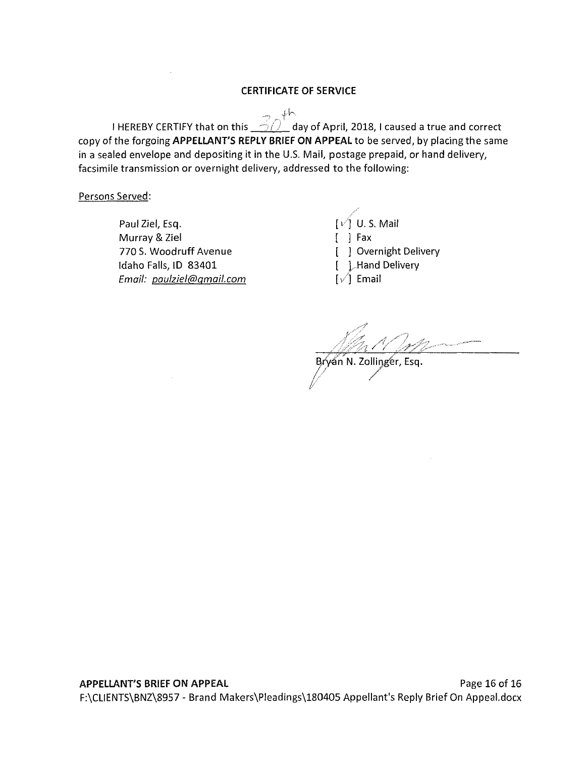## CERTIFICATE OF SERVICE

I HEREBY CERTIFY that on this 30th day of April, 2018, I caused a true and correct copy of the forgoing **APPELLANT'S REPLY BRIEF ON APPEAL** to be served, by placing the same in a sealed envelope and depositing it in the U.S. Mail, postage prepaid, or hand delivery, facsimile transmission or overnight delivery, addressed to the following:

Persons Served:

| | |
|---|---|
| Paul Ziel, Esq. | [✓] U. S. Mail |
| Murray & Ziel | [ ] Fax |
| 770 S. Woodruff Avenue | [ ] Overnight Delivery |
| Idaho Falls, ID 83401 | [ ] Hand Delivery |
| *Email: paulziel@gmail.com* | [✓] Email |

Bryan N. Zollinger, Esq.

F:\CLIENTS\BNZ\8957 - Brand Makers\Pleadings\180405 Appellant's Reply Brief On Appeal.docx